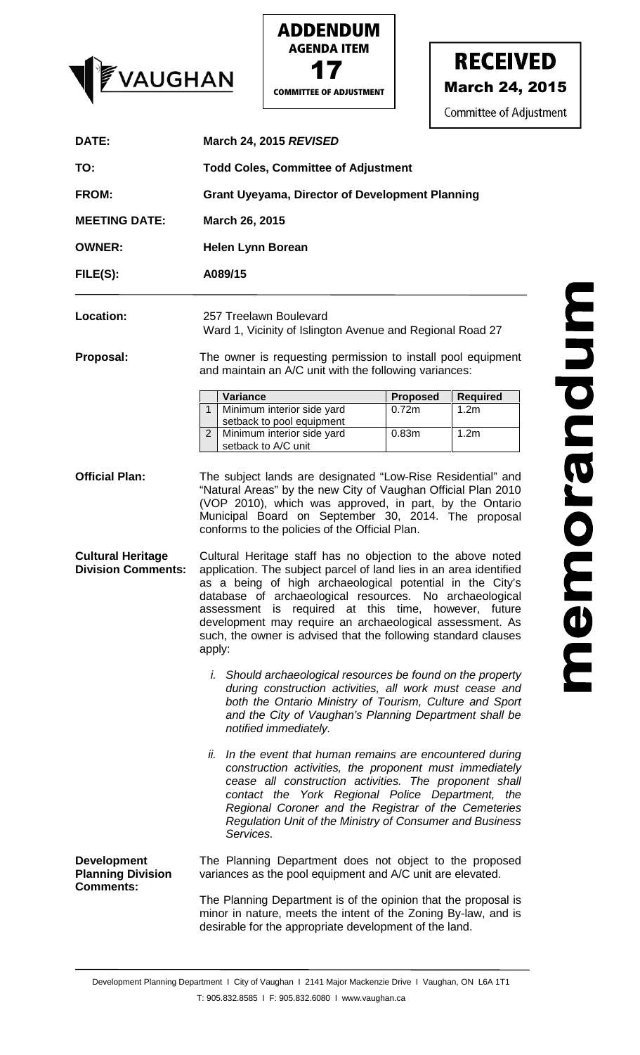VAUGHAN

**ADDENDUM**
**AGENDA ITEM**
**17**
**COMMITTEE OF ADJUSTMENT**

**RECEIVED**
**March 24, 2015**
Committee of Adjustment

**memorandum**

| | |
|---|---|
| **DATE:** | **March 24, 2015 *REVISED*** |
| **TO:** | **Todd Coles, Committee of Adjustment** |
| **FROM:** | **Grant Uyeyama, Director of Development Planning** |
| **MEETING DATE:** | **March 26, 2015** |
| **OWNER:** | **Helen Lynn Borean** |
| **FILE(S):** | **A089/15** |

**Location:** 257 Treelawn Boulevard
Ward 1, Vicinity of Islington Avenue and Regional Road 27

**Proposal:** The owner is requesting permission to install pool equipment and maintain an A/C unit with the following variances:

| | Variance | Proposed | Required |
|---|---|---|---|
| 1 | Minimum interior side yard setback to pool equipment | 0.72m | 1.2m |
| 2 | Minimum interior side yard setback to A/C unit | 0.83m | 1.2m |

**Official Plan:** The subject lands are designated "Low-Rise Residential" and "Natural Areas" by the new City of Vaughan Official Plan 2010 (VOP 2010), which was approved, in part, by the Ontario Municipal Board on September 30, 2014. The proposal conforms to the policies of the Official Plan.

**Cultural Heritage Division Comments:** Cultural Heritage staff has no objection to the above noted application. The subject parcel of land lies in an area identified as a being of high archaeological potential in the City's database of archaeological resources. No archaeological assessment is required at this time, however, future development may require an archaeological assessment. As such, the owner is advised that the following standard clauses apply:

i. *Should archaeological resources be found on the property during construction activities, all work must cease and both the Ontario Ministry of Tourism, Culture and Sport and the City of Vaughan's Planning Department shall be notified immediately.*

ii. *In the event that human remains are encountered during construction activities, the proponent must immediately cease all construction activities. The proponent shall contact the York Regional Police Department, the Regional Coroner and the Registrar of the Cemeteries Regulation Unit of the Ministry of Consumer and Business Services.*

**Development Planning Division Comments:** The Planning Department does not object to the proposed variances as the pool equipment and A/C unit are elevated.

The Planning Department is of the opinion that the proposal is minor in nature, meets the intent of the Zoning By-law, and is desirable for the appropriate development of the land.

Development Planning Department I City of Vaughan I 2141 Major Mackenzie Drive I Vaughan, ON L6A 1T1
T: 905.832.8585 I F: 905.832.6080 I www.vaughan.ca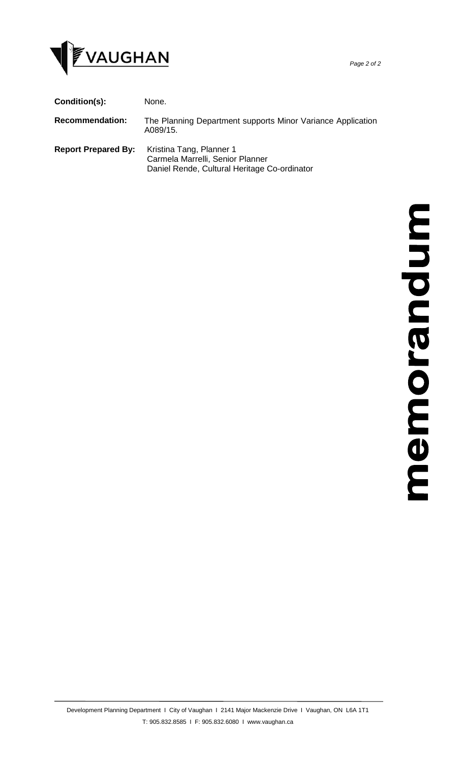**Condition(s):** None.

**Recommendation:** The Planning Department supports Minor Variance Application A089/15.

**Report Prepared By:** Kristina Tang, Planner 1
Carmela Marrelli, Senior Planner
Daniel Rende, Cultural Heritage Co-ordinator